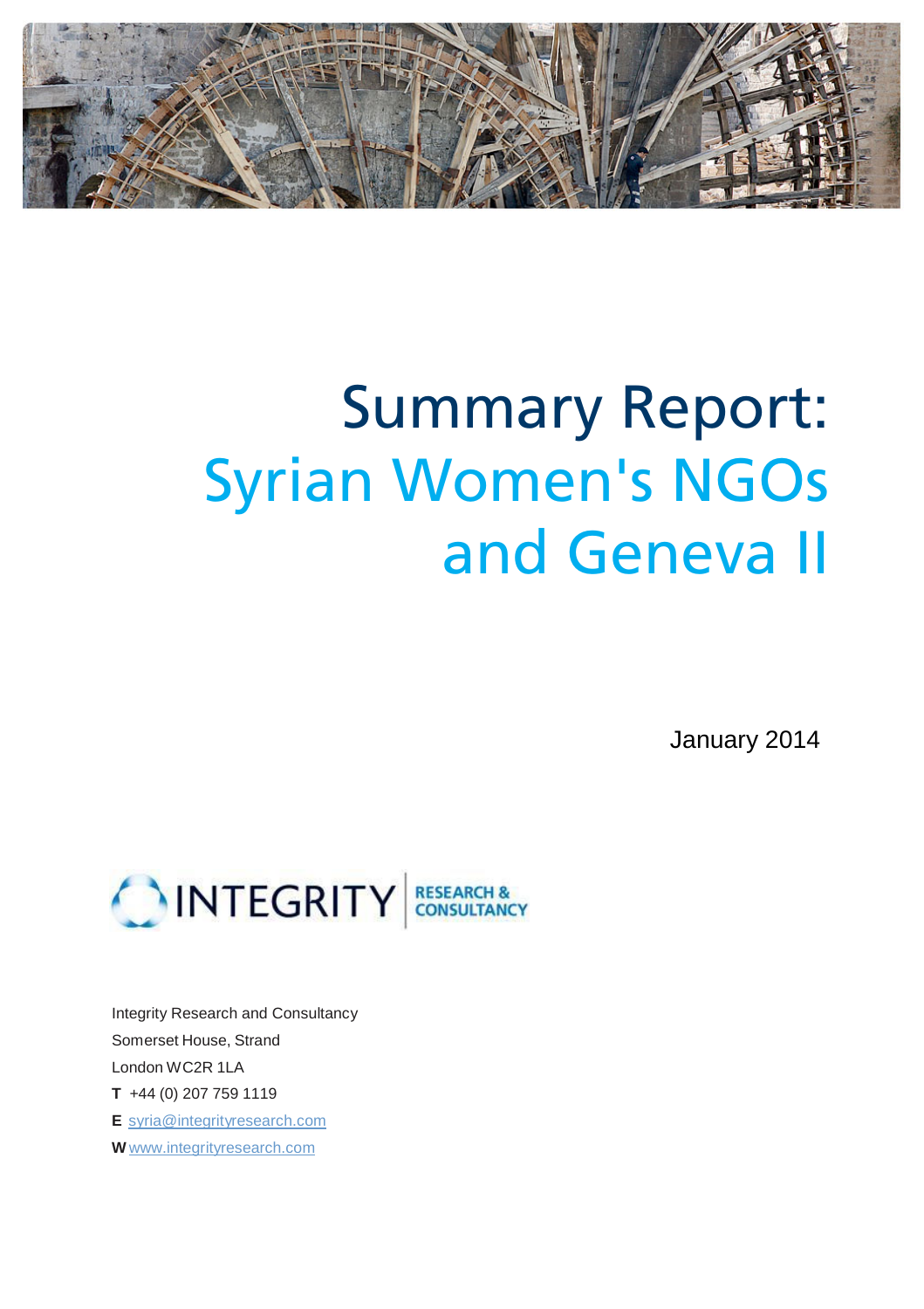# Summary Report: Syrian Women's NGOs and Geneva II

January 2014

INTEGRITY RESEARCH & CONSULTANCY

Integrity Research and Consultancy
Somerset House, Strand
London WC2R 1LA
**T** +44 (0) 207 759 1119
**E** syria@integrityresearch.com
**W** www.integrityresearch.com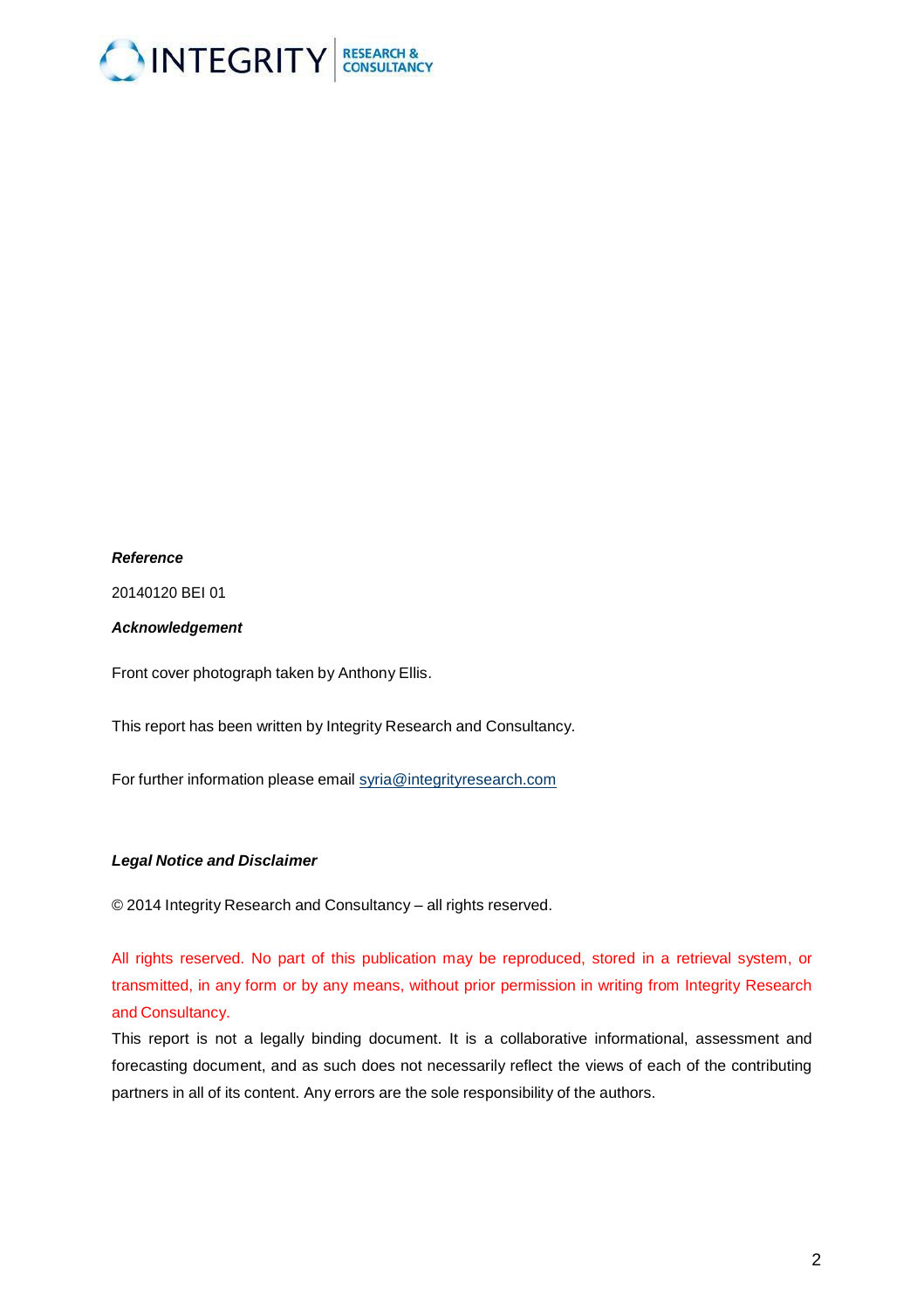***Reference***

20140120 BEI 01

***Acknowledgement***

Front cover photograph taken by Anthony Ellis.

This report has been written by Integrity Research and Consultancy.

For further information please email syria@integrityresearch.com

***Legal Notice and Disclaimer***

© 2014 Integrity Research and Consultancy – all rights reserved.

All rights reserved. No part of this publication may be reproduced, stored in a retrieval system, or transmitted, in any form or by any means, without prior permission in writing from Integrity Research and Consultancy.

This report is not a legally binding document. It is a collaborative informational, assessment and forecasting document, and as such does not necessarily reflect the views of each of the contributing partners in all of its content. Any errors are the sole responsibility of the authors.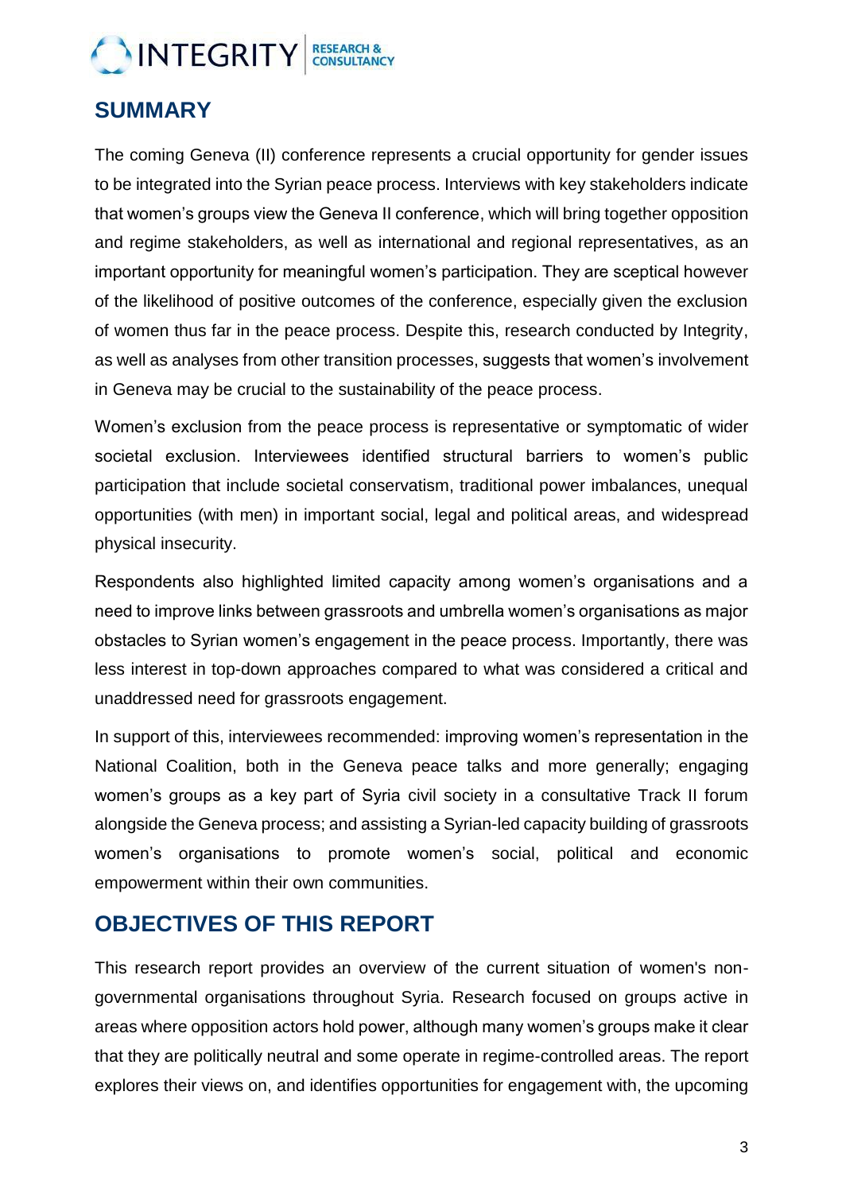## SUMMARY

The coming Geneva (II) conference represents a crucial opportunity for gender issues to be integrated into the Syrian peace process. Interviews with key stakeholders indicate that women's groups view the Geneva II conference, which will bring together opposition and regime stakeholders, as well as international and regional representatives, as an important opportunity for meaningful women's participation. They are sceptical however of the likelihood of positive outcomes of the conference, especially given the exclusion of women thus far in the peace process. Despite this, research conducted by Integrity, as well as analyses from other transition processes, suggests that women's involvement in Geneva may be crucial to the sustainability of the peace process.

Women's exclusion from the peace process is representative or symptomatic of wider societal exclusion. Interviewees identified structural barriers to women's public participation that include societal conservatism, traditional power imbalances, unequal opportunities (with men) in important social, legal and political areas, and widespread physical insecurity.

Respondents also highlighted limited capacity among women's organisations and a need to improve links between grassroots and umbrella women's organisations as major obstacles to Syrian women's engagement in the peace process. Importantly, there was less interest in top-down approaches compared to what was considered a critical and unaddressed need for grassroots engagement.

In support of this, interviewees recommended: improving women's representation in the National Coalition, both in the Geneva peace talks and more generally; engaging women's groups as a key part of Syria civil society in a consultative Track II forum alongside the Geneva process; and assisting a Syrian-led capacity building of grassroots women's organisations to promote women's social, political and economic empowerment within their own communities.

## OBJECTIVES OF THIS REPORT

This research report provides an overview of the current situation of women's non-governmental organisations throughout Syria. Research focused on groups active in areas where opposition actors hold power, although many women's groups make it clear that they are politically neutral and some operate in regime-controlled areas. The report explores their views on, and identifies opportunities for engagement with, the upcoming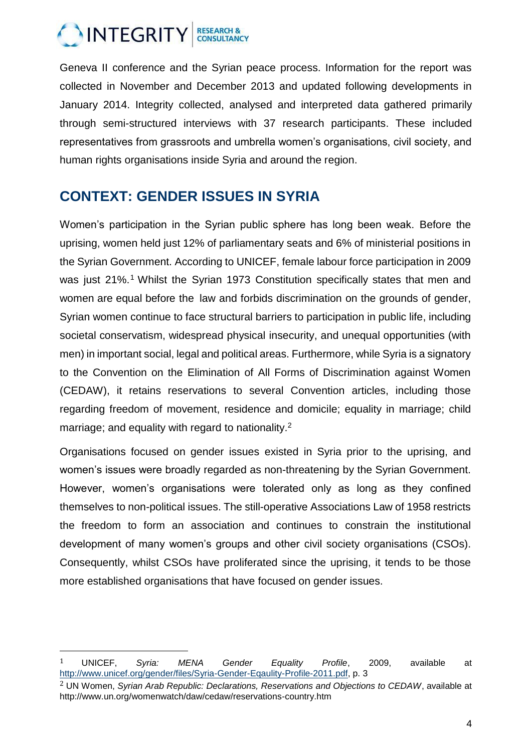Geneva II conference and the Syrian peace process. Information for the report was collected in November and December 2013 and updated following developments in January 2014. Integrity collected, analysed and interpreted data gathered primarily through semi-structured interviews with 37 research participants. These included representatives from grassroots and umbrella women's organisations, civil society, and human rights organisations inside Syria and around the region.

## CONTEXT: GENDER ISSUES IN SYRIA

Women's participation in the Syrian public sphere has long been weak. Before the uprising, women held just 12% of parliamentary seats and 6% of ministerial positions in the Syrian Government. According to UNICEF, female labour force participation in 2009 was just 21%.[1] Whilst the Syrian 1973 Constitution specifically states that men and women are equal before the law and forbids discrimination on the grounds of gender, Syrian women continue to face structural barriers to participation in public life, including societal conservatism, widespread physical insecurity, and unequal opportunities (with men) in important social, legal and political areas. Furthermore, while Syria is a signatory to the Convention on the Elimination of All Forms of Discrimination against Women (CEDAW), it retains reservations to several Convention articles, including those regarding freedom of movement, residence and domicile; equality in marriage; child marriage; and equality with regard to nationality.[2]

Organisations focused on gender issues existed in Syria prior to the uprising, and women's issues were broadly regarded as non-threatening by the Syrian Government. However, women's organisations were tolerated only as long as they confined themselves to non-political issues. The still-operative Associations Law of 1958 restricts the freedom to form an association and continues to constrain the institutional development of many women's groups and other civil society organisations (CSOs). Consequently, whilst CSOs have proliferated since the uprising, it tends to be those more established organisations that have focused on gender issues.

[1] UNICEF, *Syria: MENA Gender Equality Profile*, 2009, available at http://www.unicef.org/gender/files/Syria-Gender-Eqaulity-Profile-2011.pdf, p. 3

[2] UN Women, *Syrian Arab Republic: Declarations, Reservations and Objections to CEDAW*, available at http://www.un.org/womenwatch/daw/cedaw/reservations-country.htm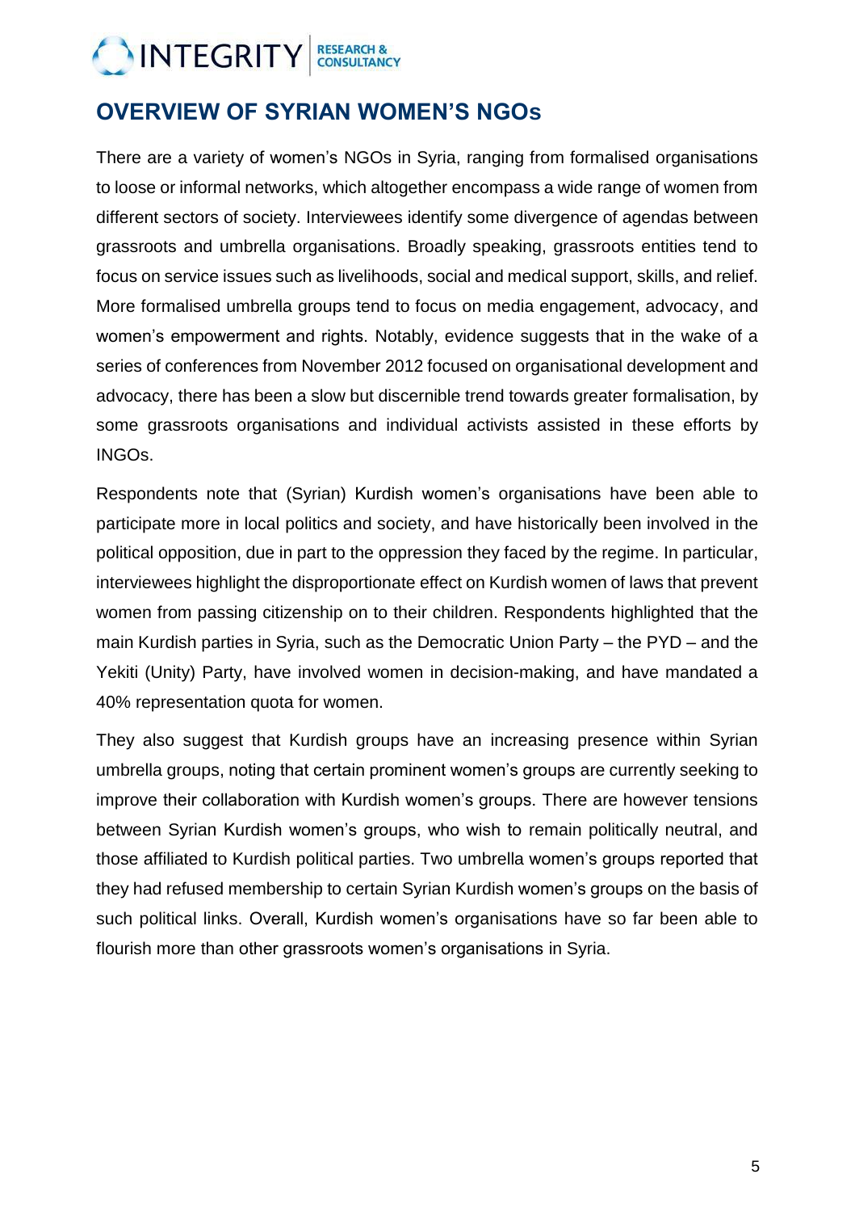## OVERVIEW OF SYRIAN WOMEN'S NGOs

There are a variety of women's NGOs in Syria, ranging from formalised organisations to loose or informal networks, which altogether encompass a wide range of women from different sectors of society. Interviewees identify some divergence of agendas between grassroots and umbrella organisations. Broadly speaking, grassroots entities tend to focus on service issues such as livelihoods, social and medical support, skills, and relief. More formalised umbrella groups tend to focus on media engagement, advocacy, and women's empowerment and rights. Notably, evidence suggests that in the wake of a series of conferences from November 2012 focused on organisational development and advocacy, there has been a slow but discernible trend towards greater formalisation, by some grassroots organisations and individual activists assisted in these efforts by INGOs.

Respondents note that (Syrian) Kurdish women's organisations have been able to participate more in local politics and society, and have historically been involved in the political opposition, due in part to the oppression they faced by the regime. In particular, interviewees highlight the disproportionate effect on Kurdish women of laws that prevent women from passing citizenship on to their children. Respondents highlighted that the main Kurdish parties in Syria, such as the Democratic Union Party – the PYD – and the Yekiti (Unity) Party, have involved women in decision-making, and have mandated a 40% representation quota for women.

They also suggest that Kurdish groups have an increasing presence within Syrian umbrella groups, noting that certain prominent women's groups are currently seeking to improve their collaboration with Kurdish women's groups. There are however tensions between Syrian Kurdish women's groups, who wish to remain politically neutral, and those affiliated to Kurdish political parties. Two umbrella women's groups reported that they had refused membership to certain Syrian Kurdish women's groups on the basis of such political links. Overall, Kurdish women's organisations have so far been able to flourish more than other grassroots women's organisations in Syria.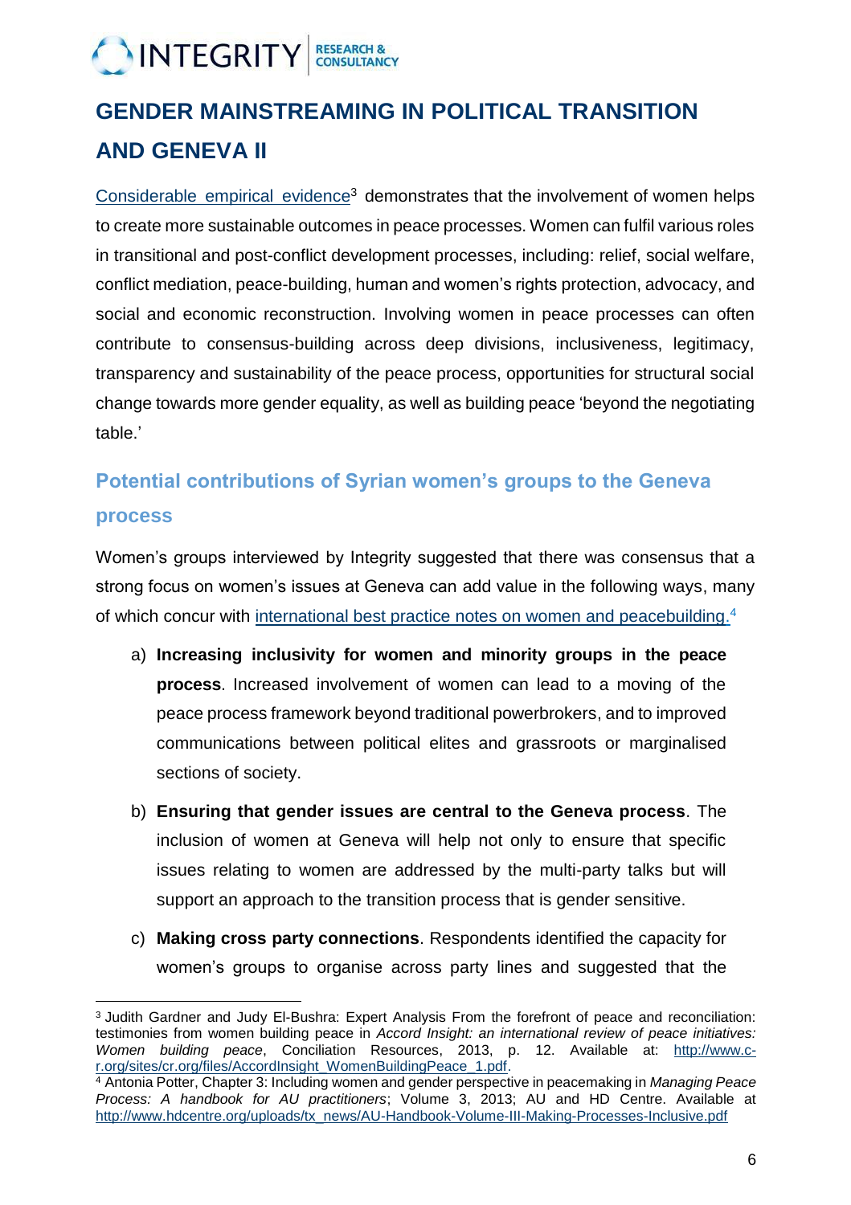# GENDER MAINSTREAMING IN POLITICAL TRANSITION AND GENEVA II

Considerable empirical evidence[3] demonstrates that the involvement of women helps to create more sustainable outcomes in peace processes. Women can fulfil various roles in transitional and post-conflict development processes, including: relief, social welfare, conflict mediation, peace-building, human and women's rights protection, advocacy, and social and economic reconstruction. Involving women in peace processes can often contribute to consensus-building across deep divisions, inclusiveness, legitimacy, transparency and sustainability of the peace process, opportunities for structural social change towards more gender equality, as well as building peace 'beyond the negotiating table.'

## Potential contributions of Syrian women's groups to the Geneva process

Women's groups interviewed by Integrity suggested that there was consensus that a strong focus on women's issues at Geneva can add value in the following ways, many of which concur with international best practice notes on women and peacebuilding.[4]

a) **Increasing inclusivity for women and minority groups in the peace process**. Increased involvement of women can lead to a moving of the peace process framework beyond traditional powerbrokers, and to improved communications between political elites and grassroots or marginalised sections of society.

b) **Ensuring that gender issues are central to the Geneva process**. The inclusion of women at Geneva will help not only to ensure that specific issues relating to women are addressed by the multi-party talks but will support an approach to the transition process that is gender sensitive.

c) **Making cross party connections**. Respondents identified the capacity for women's groups to organise across party lines and suggested that the

---

[3] Judith Gardner and Judy El-Bushra: Expert Analysis From the forefront of peace and reconciliation: testimonies from women building peace in *Accord Insight: an international review of peace initiatives: Women building peace*, Conciliation Resources, 2013, p. 12. Available at: http://www.c-r.org/sites/cr.org/files/AccordInsight_WomenBuildingPeace_1.pdf.

[4] Antonia Potter, Chapter 3: Including women and gender perspective in peacemaking in *Managing Peace Process: A handbook for AU practitioners*; Volume 3, 2013; AU and HD Centre. Available at http://www.hdcentre.org/uploads/tx_news/AU-Handbook-Volume-III-Making-Processes-Inclusive.pdf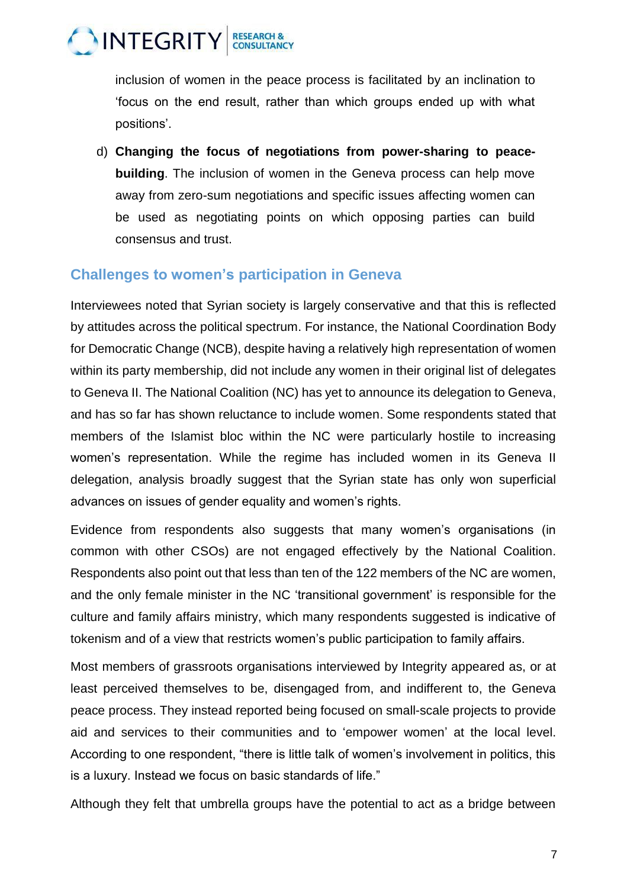inclusion of women in the peace process is facilitated by an inclination to 'focus on the end result, rather than which groups ended up with what positions'.

d) **Changing the focus of negotiations from power-sharing to peace-building**. The inclusion of women in the Geneva process can help move away from zero-sum negotiations and specific issues affecting women can be used as negotiating points on which opposing parties can build consensus and trust.

## Challenges to women's participation in Geneva

Interviewees noted that Syrian society is largely conservative and that this is reflected by attitudes across the political spectrum. For instance, the National Coordination Body for Democratic Change (NCB), despite having a relatively high representation of women within its party membership, did not include any women in their original list of delegates to Geneva II. The National Coalition (NC) has yet to announce its delegation to Geneva, and has so far has shown reluctance to include women. Some respondents stated that members of the Islamist bloc within the NC were particularly hostile to increasing women's representation. While the regime has included women in its Geneva II delegation, analysis broadly suggest that the Syrian state has only won superficial advances on issues of gender equality and women's rights.

Evidence from respondents also suggests that many women's organisations (in common with other CSOs) are not engaged effectively by the National Coalition. Respondents also point out that less than ten of the 122 members of the NC are women, and the only female minister in the NC 'transitional government' is responsible for the culture and family affairs ministry, which many respondents suggested is indicative of tokenism and of a view that restricts women's public participation to family affairs.

Most members of grassroots organisations interviewed by Integrity appeared as, or at least perceived themselves to be, disengaged from, and indifferent to, the Geneva peace process. They instead reported being focused on small-scale projects to provide aid and services to their communities and to 'empower women' at the local level. According to one respondent, "there is little talk of women's involvement in politics, this is a luxury. Instead we focus on basic standards of life."

Although they felt that umbrella groups have the potential to act as a bridge between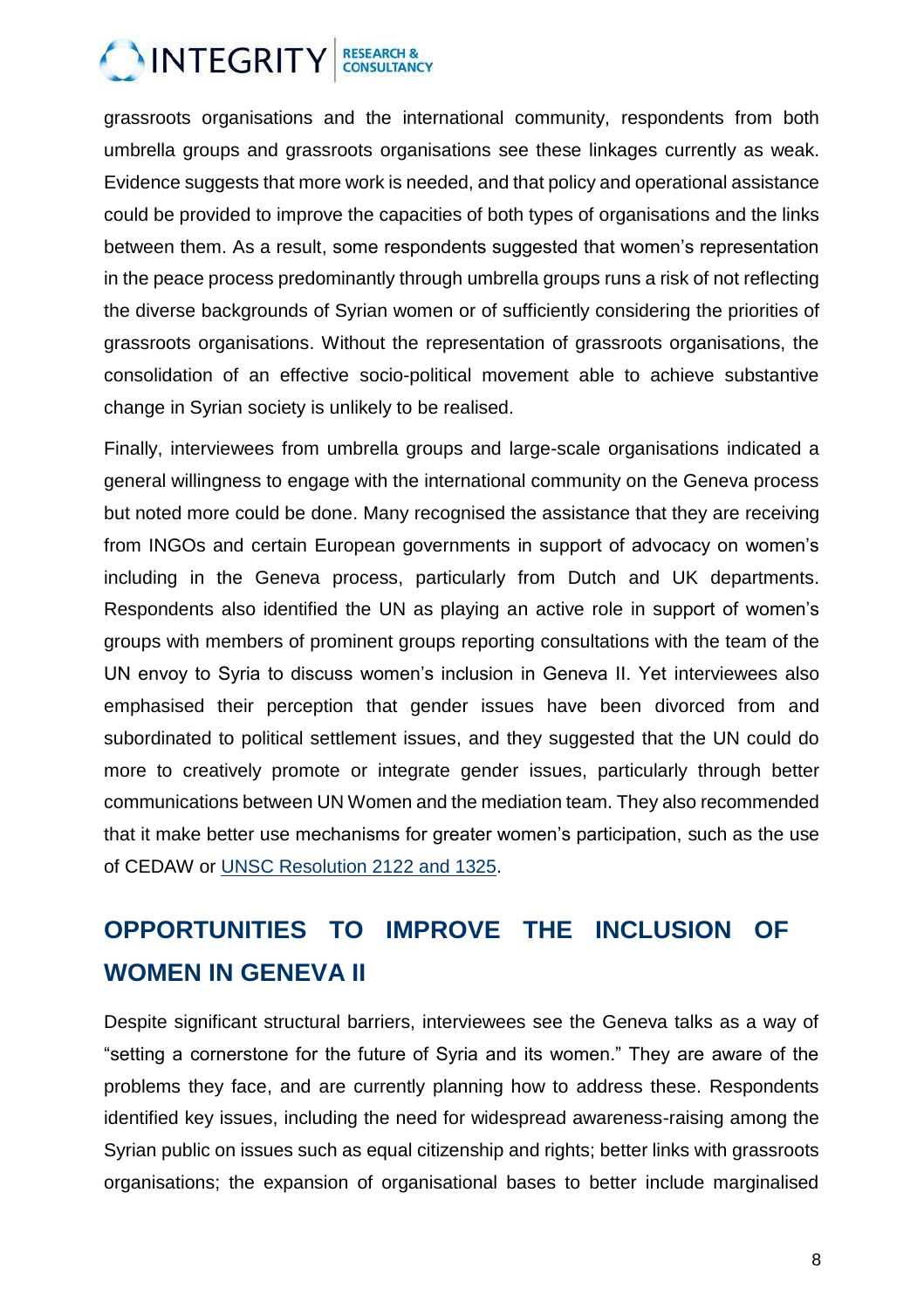grassroots organisations and the international community, respondents from both umbrella groups and grassroots organisations see these linkages currently as weak. Evidence suggests that more work is needed, and that policy and operational assistance could be provided to improve the capacities of both types of organisations and the links between them. As a result, some respondents suggested that women's representation in the peace process predominantly through umbrella groups runs a risk of not reflecting the diverse backgrounds of Syrian women or of sufficiently considering the priorities of grassroots organisations. Without the representation of grassroots organisations, the consolidation of an effective socio-political movement able to achieve substantive change in Syrian society is unlikely to be realised.

Finally, interviewees from umbrella groups and large-scale organisations indicated a general willingness to engage with the international community on the Geneva process but noted more could be done. Many recognised the assistance that they are receiving from INGOs and certain European governments in support of advocacy on women's including in the Geneva process, particularly from Dutch and UK departments. Respondents also identified the UN as playing an active role in support of women's groups with members of prominent groups reporting consultations with the team of the UN envoy to Syria to discuss women's inclusion in Geneva II. Yet interviewees also emphasised their perception that gender issues have been divorced from and subordinated to political settlement issues, and they suggested that the UN could do more to creatively promote or integrate gender issues, particularly through better communications between UN Women and the mediation team. They also recommended that it make better use mechanisms for greater women's participation, such as the use of CEDAW or UNSC Resolution 2122 and 1325.

## OPPORTUNITIES TO IMPROVE THE INCLUSION OF WOMEN IN GENEVA II

Despite significant structural barriers, interviewees see the Geneva talks as a way of "setting a cornerstone for the future of Syria and its women." They are aware of the problems they face, and are currently planning how to address these. Respondents identified key issues, including the need for widespread awareness-raising among the Syrian public on issues such as equal citizenship and rights; better links with grassroots organisations; the expansion of organisational bases to better include marginalised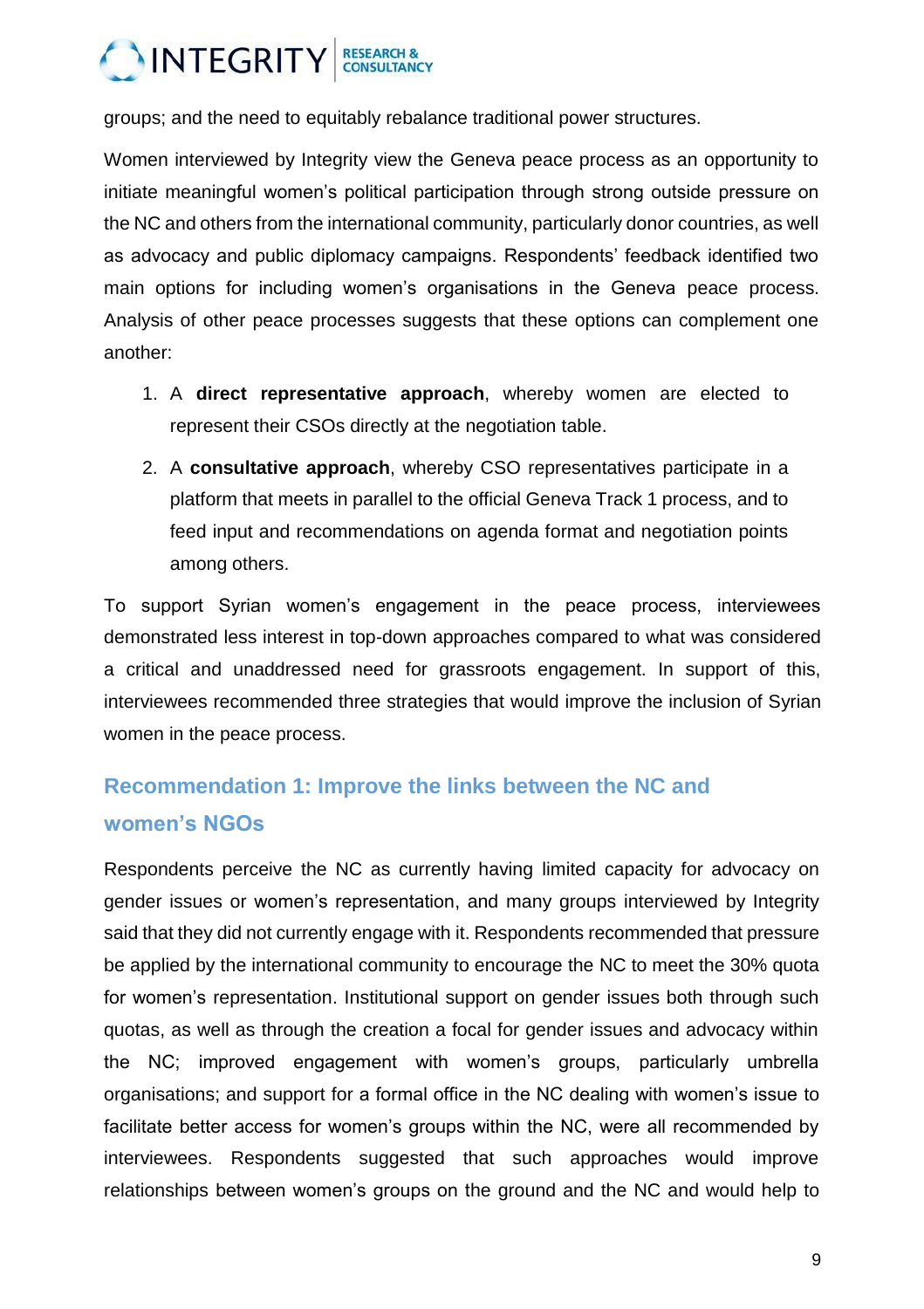groups; and the need to equitably rebalance traditional power structures.

Women interviewed by Integrity view the Geneva peace process as an opportunity to initiate meaningful women's political participation through strong outside pressure on the NC and others from the international community, particularly donor countries, as well as advocacy and public diplomacy campaigns. Respondents' feedback identified two main options for including women's organisations in the Geneva peace process. Analysis of other peace processes suggests that these options can complement one another:

1. A **direct representative approach**, whereby women are elected to represent their CSOs directly at the negotiation table.
2. A **consultative approach**, whereby CSO representatives participate in a platform that meets in parallel to the official Geneva Track 1 process, and to feed input and recommendations on agenda format and negotiation points among others.

To support Syrian women's engagement in the peace process, interviewees demonstrated less interest in top-down approaches compared to what was considered a critical and unaddressed need for grassroots engagement. In support of this, interviewees recommended three strategies that would improve the inclusion of Syrian women in the peace process.

## Recommendation 1: Improve the links between the NC and women's NGOs

Respondents perceive the NC as currently having limited capacity for advocacy on gender issues or women's representation, and many groups interviewed by Integrity said that they did not currently engage with it. Respondents recommended that pressure be applied by the international community to encourage the NC to meet the 30% quota for women's representation. Institutional support on gender issues both through such quotas, as well as through the creation a focal for gender issues and advocacy within the NC; improved engagement with women's groups, particularly umbrella organisations; and support for a formal office in the NC dealing with women's issue to facilitate better access for women's groups within the NC, were all recommended by interviewees. Respondents suggested that such approaches would improve relationships between women's groups on the ground and the NC and would help to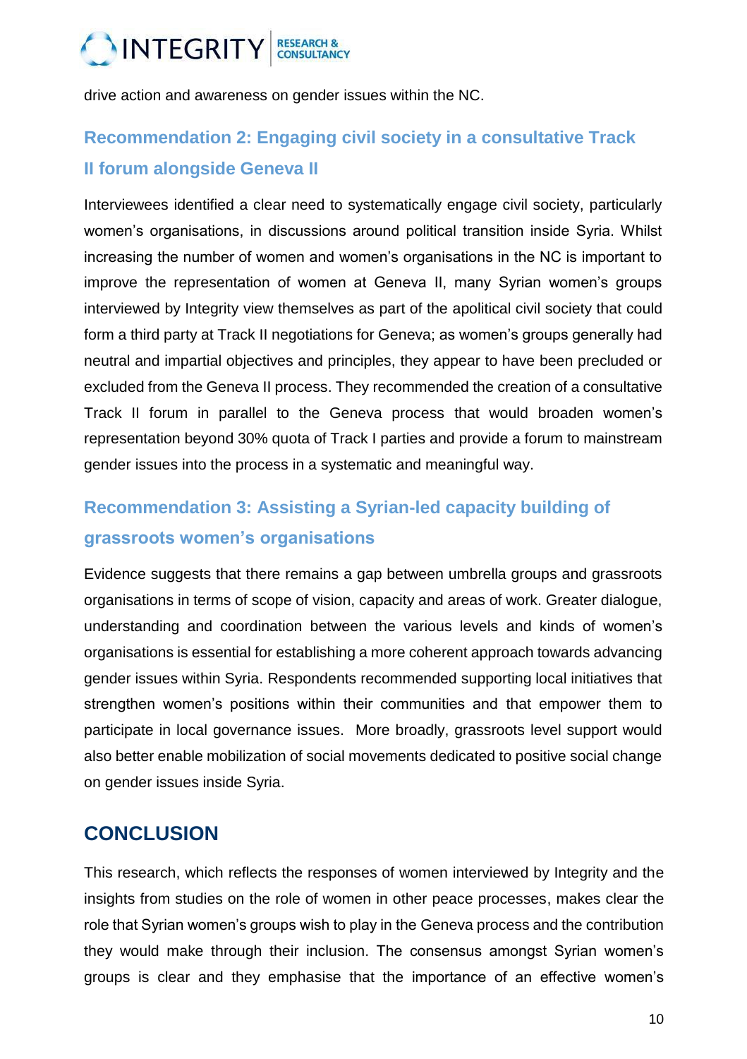drive action and awareness on gender issues within the NC.

### Recommendation 2: Engaging civil society in a consultative Track II forum alongside Geneva II

Interviewees identified a clear need to systematically engage civil society, particularly women's organisations, in discussions around political transition inside Syria. Whilst increasing the number of women and women's organisations in the NC is important to improve the representation of women at Geneva II, many Syrian women's groups interviewed by Integrity view themselves as part of the apolitical civil society that could form a third party at Track II negotiations for Geneva; as women's groups generally had neutral and impartial objectives and principles, they appear to have been precluded or excluded from the Geneva II process. They recommended the creation of a consultative Track II forum in parallel to the Geneva process that would broaden women's representation beyond 30% quota of Track I parties and provide a forum to mainstream gender issues into the process in a systematic and meaningful way.

### Recommendation 3: Assisting a Syrian-led capacity building of grassroots women's organisations

Evidence suggests that there remains a gap between umbrella groups and grassroots organisations in terms of scope of vision, capacity and areas of work. Greater dialogue, understanding and coordination between the various levels and kinds of women's organisations is essential for establishing a more coherent approach towards advancing gender issues within Syria. Respondents recommended supporting local initiatives that strengthen women's positions within their communities and that empower them to participate in local governance issues. More broadly, grassroots level support would also better enable mobilization of social movements dedicated to positive social change on gender issues inside Syria.

## CONCLUSION

This research, which reflects the responses of women interviewed by Integrity and the insights from studies on the role of women in other peace processes, makes clear the role that Syrian women's groups wish to play in the Geneva process and the contribution they would make through their inclusion. The consensus amongst Syrian women's groups is clear and they emphasise that the importance of an effective women's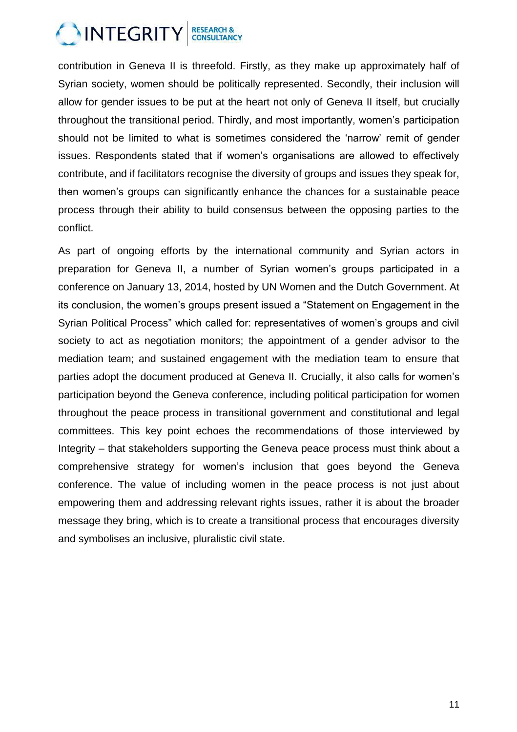contribution in Geneva II is threefold. Firstly, as they make up approximately half of Syrian society, women should be politically represented. Secondly, their inclusion will allow for gender issues to be put at the heart not only of Geneva II itself, but crucially throughout the transitional period. Thirdly, and most importantly, women's participation should not be limited to what is sometimes considered the 'narrow' remit of gender issues. Respondents stated that if women's organisations are allowed to effectively contribute, and if facilitators recognise the diversity of groups and issues they speak for, then women's groups can significantly enhance the chances for a sustainable peace process through their ability to build consensus between the opposing parties to the conflict.

As part of ongoing efforts by the international community and Syrian actors in preparation for Geneva II, a number of Syrian women's groups participated in a conference on January 13, 2014, hosted by UN Women and the Dutch Government. At its conclusion, the women's groups present issued a "Statement on Engagement in the Syrian Political Process" which called for: representatives of women's groups and civil society to act as negotiation monitors; the appointment of a gender advisor to the mediation team; and sustained engagement with the mediation team to ensure that parties adopt the document produced at Geneva II. Crucially, it also calls for women's participation beyond the Geneva conference, including political participation for women throughout the peace process in transitional government and constitutional and legal committees. This key point echoes the recommendations of those interviewed by Integrity – that stakeholders supporting the Geneva peace process must think about a comprehensive strategy for women's inclusion that goes beyond the Geneva conference. The value of including women in the peace process is not just about empowering them and addressing relevant rights issues, rather it is about the broader message they bring, which is to create a transitional process that encourages diversity and symbolises an inclusive, pluralistic civil state.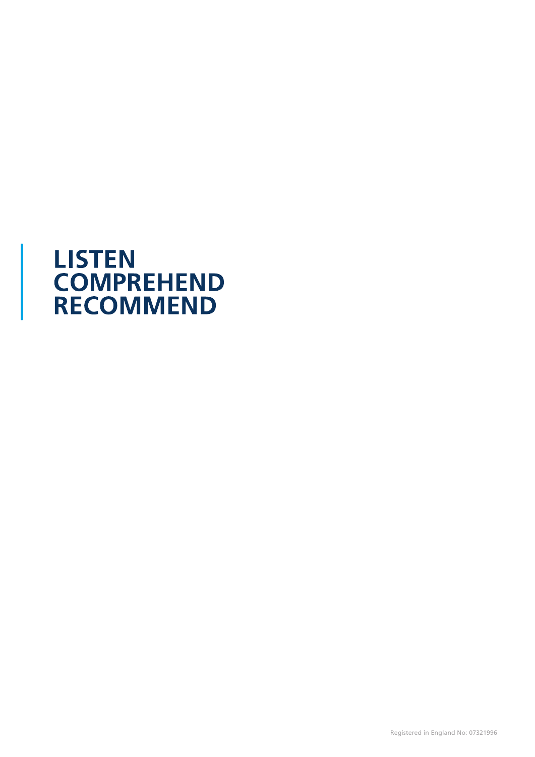**LISTEN
COMPREHEND
RECOMMEND**

Registered in England No: 07321996